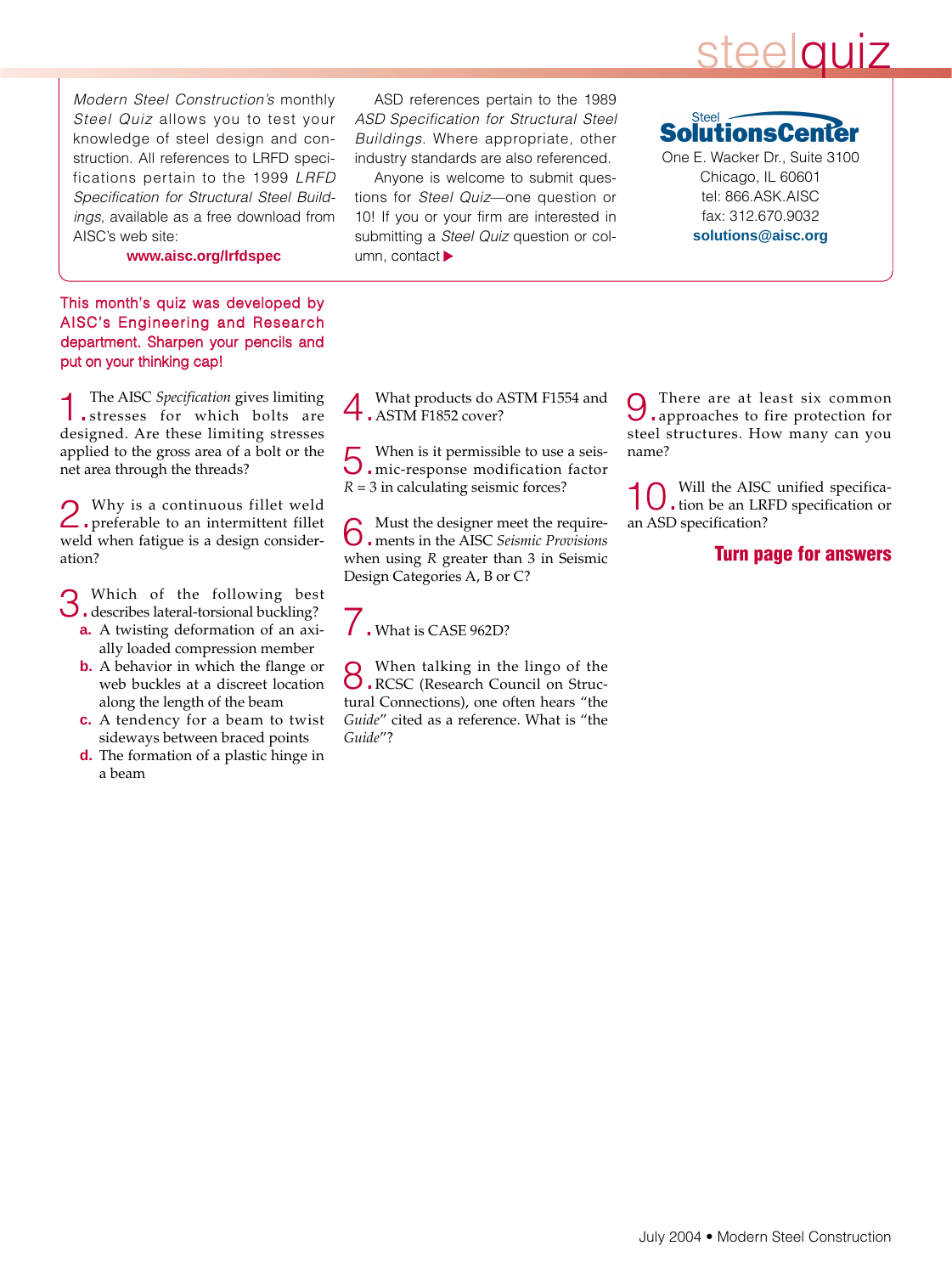# steelquiz

*Modern Steel Construction's* monthly *Steel Quiz* allows you to test your knowledge of steel design and construction. All references to LRFD specifications pertain to the 1999 *LRFD Specification for Structural Steel Buildings*, available as a free download from AISC's web site:

**www.aisc.org/lrfdspec**

ASD references pertain to the 1989 *ASD Specification for Structural Steel Buildings*. Where appropriate, other industry standards are also referenced.

Anyone is welcome to submit questions for *Steel Quiz*—one question or 10! If you or your firm are interested in submitting a *Steel Quiz* question or column, contact ▶

**Steel Solutions Center**
One E. Wacker Dr., Suite 3100
Chicago, IL 60601
tel: 866.ASK.AISC
fax: 312.670.9032
**solutions@aisc.org**

This month's quiz was developed by AISC's Engineering and Research department. Sharpen your pencils and put on your thinking cap!

**1.** The AISC *Specification* gives limiting stresses for which bolts are designed. Are these limiting stresses applied to the gross area of a bolt or the net area through the threads?

**2.** Why is a continuous fillet weld preferable to an intermittent fillet weld when fatigue is a design consideration?

**3.** Which of the following best describes lateral-torsional buckling?

- **a.** A twisting deformation of an axially loaded compression member
- **b.** A behavior in which the flange or web buckles at a discreet location along the length of the beam
- **c.** A tendency for a beam to twist sideways between braced points
- **d.** The formation of a plastic hinge in a beam

**4.** What products do ASTM F1554 and ASTM F1852 cover?

**5.** When is it permissible to use a seismic-response modification factor $R = 3$ in calculating seismic forces?

**6.** Must the designer meet the requirements in the AISC *Seismic Provisions* when using $R$ greater than 3 in Seismic Design Categories A, B or C?

**7.** What is CASE 962D?

**8.** When talking in the lingo of the RCSC (Research Council on Structural Connections), one often hears "the *Guide*" cited as a reference. What is "the *Guide*"?

**9.** There are at least six common approaches to fire protection for steel structures. How many can you name?

**10.** Will the AISC unified specification be an LRFD specification or an ASD specification?

**Turn page for answers**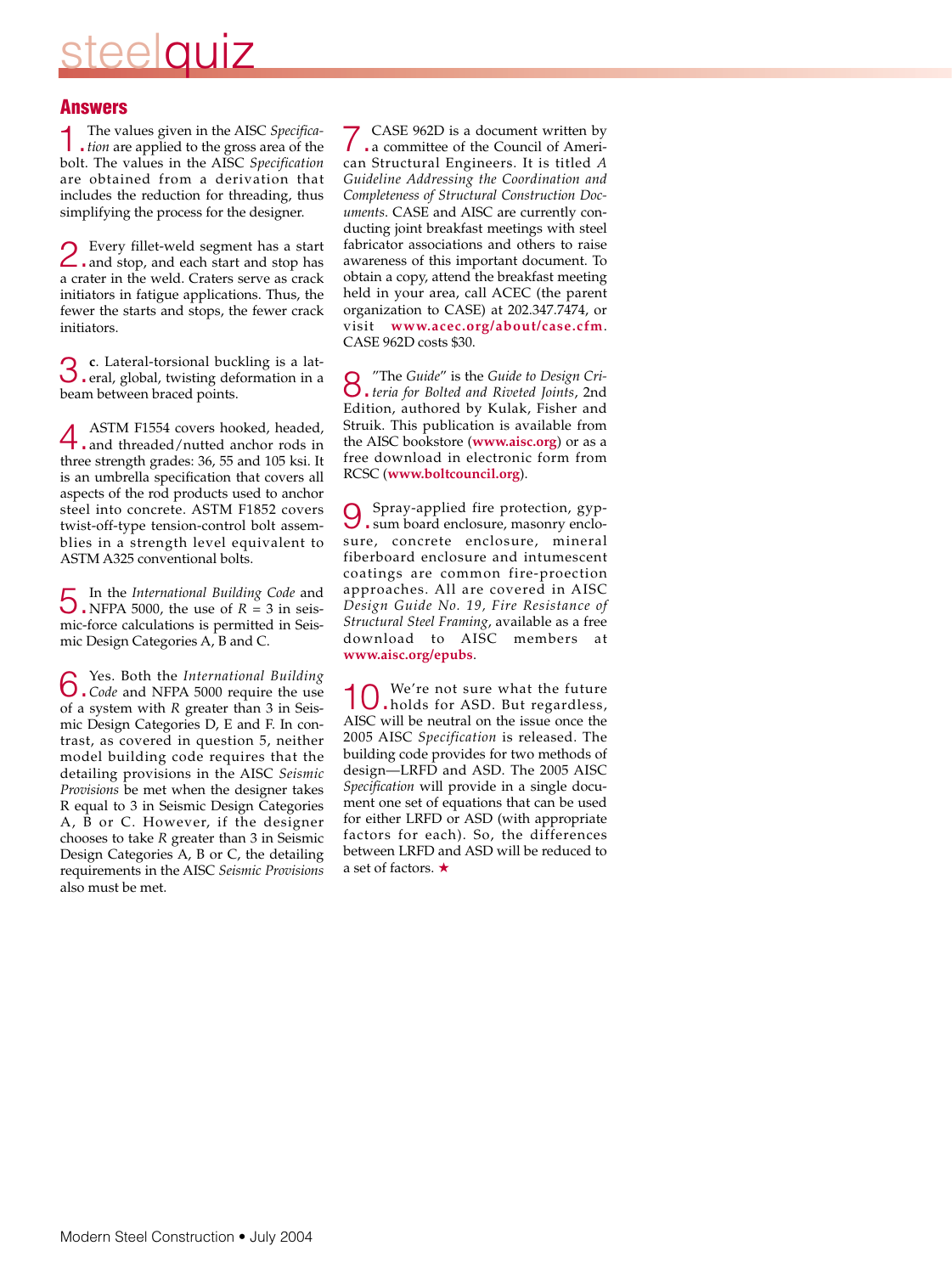# steelquiz

## Answers

1. The values given in the AISC *Specification* are applied to the gross area of the bolt. The values in the AISC *Specification* are obtained from a derivation that includes the reduction for threading, thus simplifying the process for the designer.

2. Every fillet-weld segment has a start and stop, and each start and stop has a crater in the weld. Craters serve as crack initiators in fatigue applications. Thus, the fewer the starts and stops, the fewer crack initiators.

3. **c**. Lateral-torsional buckling is a lateral, global, twisting deformation in a beam between braced points.

4. ASTM F1554 covers hooked, headed, and threaded/nutted anchor rods in three strength grades: 36, 55 and 105 ksi. It is an umbrella specification that covers all aspects of the rod products used to anchor steel into concrete. ASTM F1852 covers twist-off-type tension-control bolt assemblies in a strength level equivalent to ASTM A325 conventional bolts.

5. In the *International Building Code* and NFPA 5000, the use of $R = 3$ in seismic-force calculations is permitted in Seismic Design Categories A, B and C.

6. Yes. Both the *International Building Code* and NFPA 5000 require the use of a system with $R$ greater than 3 in Seismic Design Categories D, E and F. In contrast, as covered in question 5, neither model building code requires that the detailing provisions in the AISC *Seismic Provisions* be met when the designer takes R equal to 3 in Seismic Design Categories A, B or C. However, if the designer chooses to take $R$ greater than 3 in Seismic Design Categories A, B or C, the detailing requirements in the AISC *Seismic Provisions* also must be met.

7. CASE 962D is a document written by a committee of the Council of American Structural Engineers. It is titled *A Guideline Addressing the Coordination and Completeness of Structural Construction Documents*. CASE and AISC are currently conducting joint breakfast meetings with steel fabricator associations and others to raise awareness of this important document. To obtain a copy, attend the breakfast meeting held in your area, call ACEC (the parent organization to CASE) at 202.347.7474, or visit **www.acec.org/about/case.cfm**. CASE 962D costs $30.

8. "The *Guide*" is the *Guide to Design Criteria for Bolted and Riveted Joints*, 2nd Edition, authored by Kulak, Fisher and Struik. This publication is available from the AISC bookstore (**www.aisc.org**) or as a free download in electronic form from RCSC (**www.boltcouncil.org**).

9. Spray-applied fire protection, gypsum board enclosure, masonry enclosure, concrete enclosure, mineral fiberboard enclosure and intumescent coatings are common fire-proection approaches. All are covered in AISC *Design Guide No. 19, Fire Resistance of Structural Steel Framing*, available as a free download to AISC members at **www.aisc.org/epubs**.

10. We're not sure what the future holds for ASD. But regardless, AISC will be neutral on the issue once the 2005 AISC *Specification* is released. The building code provides for two methods of design—LRFD and ASD. The 2005 AISC *Specification* will provide in a single document one set of equations that can be used for either LRFD or ASD (with appropriate factors for each). So, the differences between LRFD and ASD will be reduced to a set of factors. ★